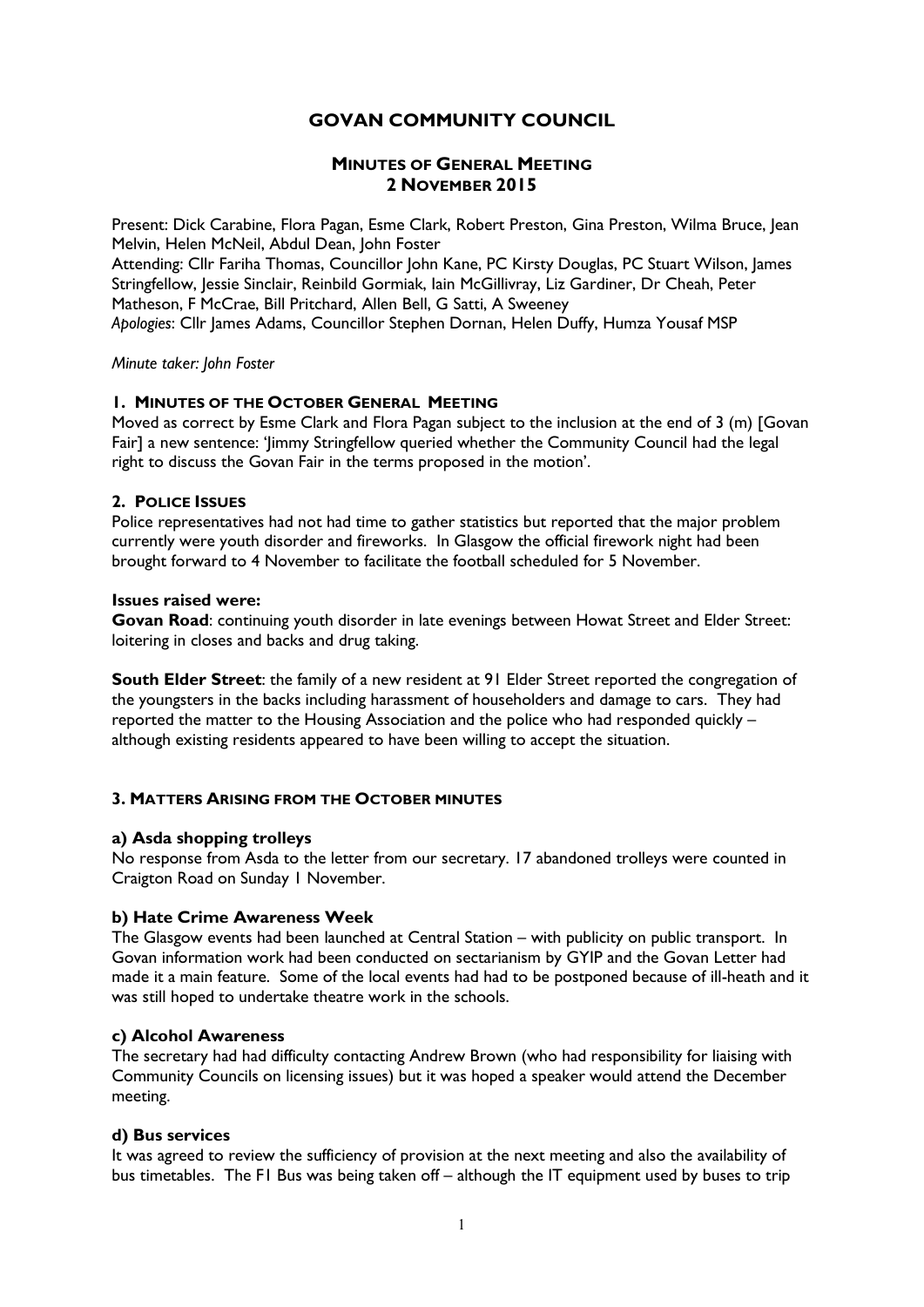# GOVAN COMMUNITY COUNCIL

## MINUTES OF GENERAL MEETING
## 2 NOVEMBER 2015

Present: Dick Carabine, Flora Pagan, Esme Clark, Robert Preston, Gina Preston, Wilma Bruce, Jean Melvin, Helen McNeil, Abdul Dean, John Foster
Attending: Cllr Fariha Thomas, Councillor John Kane, PC Kirsty Douglas, PC Stuart Wilson, James Stringfellow, Jessie Sinclair, Reinbild Gormiak, Iain McGillivray, Liz Gardiner, Dr Cheah, Peter Matheson, F McCrae, Bill Pritchard, Allen Bell, G Satti, A Sweeney
*Apologies*: Cllr James Adams, Councillor Stephen Dornan, Helen Duffy, Humza Yousaf MSP

*Minute taker: John Foster*

### 1. MINUTES OF THE OCTOBER GENERAL MEETING

Moved as correct by Esme Clark and Flora Pagan subject to the inclusion at the end of 3 (m) [Govan Fair] a new sentence: 'Jimmy Stringfellow queried whether the Community Council had the legal right to discuss the Govan Fair in the terms proposed in the motion'.

### 2. POLICE ISSUES

Police representatives had not had time to gather statistics but reported that the major problem currently were youth disorder and fireworks. In Glasgow the official firework night had been brought forward to 4 November to facilitate the football scheduled for 5 November.

**Issues raised were:**

**Govan Road**: continuing youth disorder in late evenings between Howat Street and Elder Street: loitering in closes and backs and drug taking.

**South Elder Street**: the family of a new resident at 91 Elder Street reported the congregation of the youngsters in the backs including harassment of householders and damage to cars. They had reported the matter to the Housing Association and the police who had responded quickly – although existing residents appeared to have been willing to accept the situation.

### 3. MATTERS ARISING FROM THE OCTOBER MINUTES

#### a) Asda shopping trolleys

No response from Asda to the letter from our secretary. 17 abandoned trolleys were counted in Craigton Road on Sunday 1 November.

#### b) Hate Crime Awareness Week

The Glasgow events had been launched at Central Station – with publicity on public transport. In Govan information work had been conducted on sectarianism by GYIP and the Govan Letter had made it a main feature. Some of the local events had had to be postponed because of ill-heath and it was still hoped to undertake theatre work in the schools.

#### c) Alcohol Awareness

The secretary had had difficulty contacting Andrew Brown (who had responsibility for liaising with Community Councils on licensing issues) but it was hoped a speaker would attend the December meeting.

#### d) Bus services

It was agreed to review the sufficiency of provision at the next meeting and also the availability of bus timetables. The F1 Bus was being taken off – although the IT equipment used by buses to trip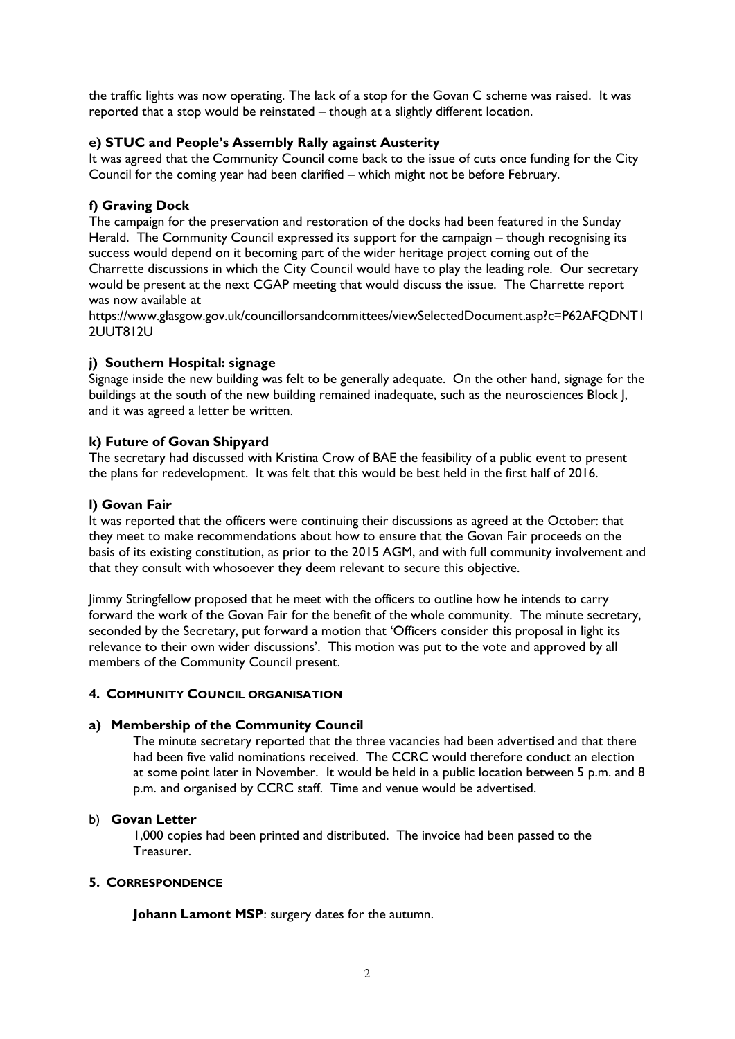the traffic lights was now operating. The lack of a stop for the Govan C scheme was raised. It was reported that a stop would be reinstated – though at a slightly different location.

### e) STUC and People's Assembly Rally against Austerity

It was agreed that the Community Council come back to the issue of cuts once funding for the City Council for the coming year had been clarified – which might not be before February.

### f) Graving Dock

The campaign for the preservation and restoration of the docks had been featured in the Sunday Herald. The Community Council expressed its support for the campaign – though recognising its success would depend on it becoming part of the wider heritage project coming out of the Charrette discussions in which the City Council would have to play the leading role. Our secretary would be present at the next CGAP meeting that would discuss the issue. The Charrette report was now available at
https://www.glasgow.gov.uk/councillorsandcommittees/viewSelectedDocument.asp?c=P62AFQDNT12UUT812U

### j) Southern Hospital: signage

Signage inside the new building was felt to be generally adequate. On the other hand, signage for the buildings at the south of the new building remained inadequate, such as the neurosciences Block J, and it was agreed a letter be written.

### k) Future of Govan Shipyard

The secretary had discussed with Kristina Crow of BAE the feasibility of a public event to present the plans for redevelopment. It was felt that this would be best held in the first half of 2016.

### l) Govan Fair

It was reported that the officers were continuing their discussions as agreed at the October: that they meet to make recommendations about how to ensure that the Govan Fair proceeds on the basis of its existing constitution, as prior to the 2015 AGM, and with full community involvement and that they consult with whosoever they deem relevant to secure this objective.

Jimmy Stringfellow proposed that he meet with the officers to outline how he intends to carry forward the work of the Govan Fair for the benefit of the whole community. The minute secretary, seconded by the Secretary, put forward a motion that 'Officers consider this proposal in light its relevance to their own wider discussions'. This motion was put to the vote and approved by all members of the Community Council present.

## 4. COMMUNITY COUNCIL ORGANISATION

### a) Membership of the Community Council

The minute secretary reported that the three vacancies had been advertised and that there had been five valid nominations received. The CCRC would therefore conduct an election at some point later in November. It would be held in a public location between 5 p.m. and 8 p.m. and organised by CCRC staff. Time and venue would be advertised.

### b) Govan Letter

1,000 copies had been printed and distributed. The invoice had been passed to the Treasurer.

## 5. CORRESPONDENCE

**Johann Lamont MSP**: surgery dates for the autumn.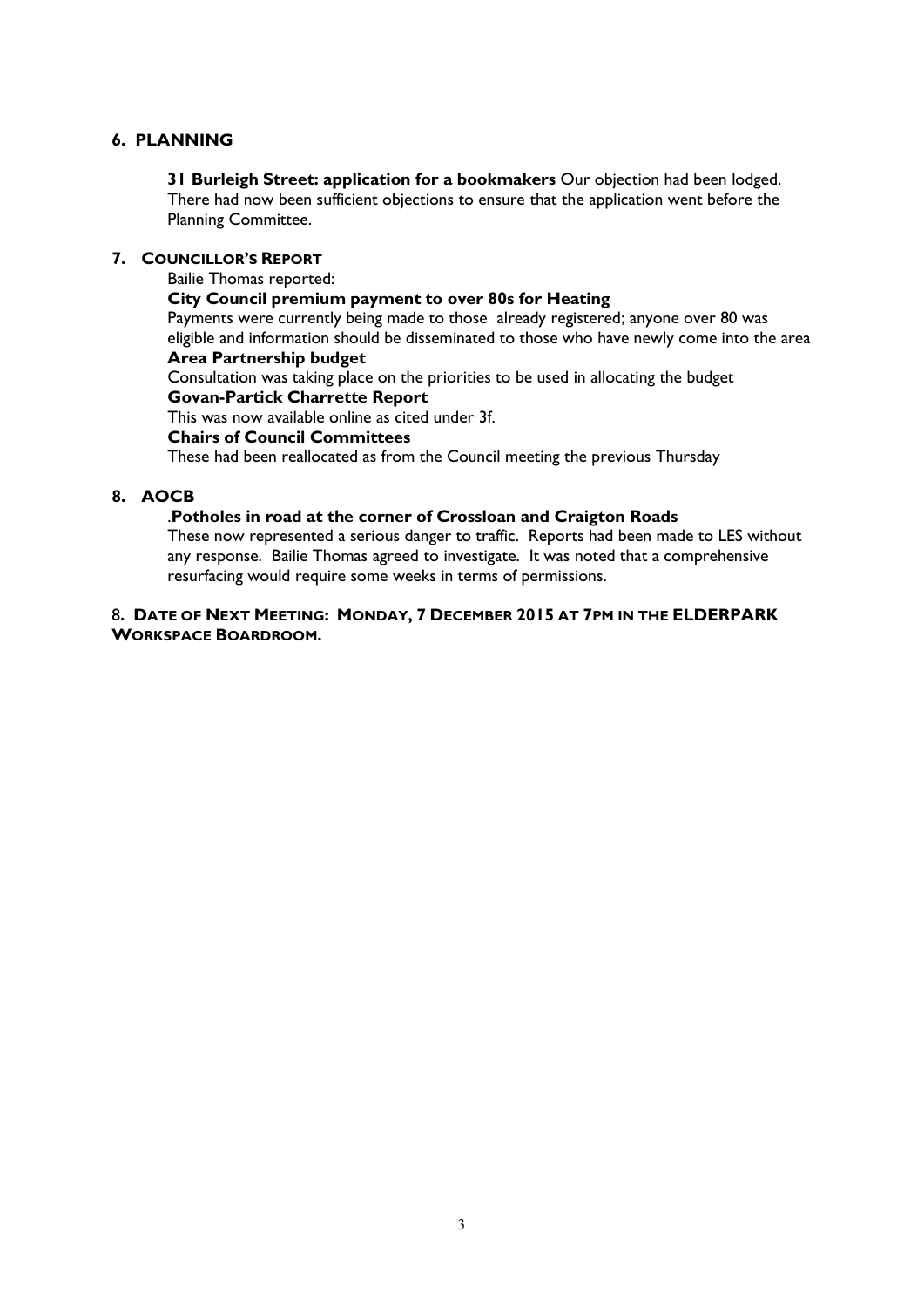## 6. PLANNING

**31 Burleigh Street: application for a bookmakers** Our objection had been lodged. There had now been sufficient objections to ensure that the application went before the Planning Committee.

## 7. COUNCILLOR'S REPORT

Bailie Thomas reported:

**City Council premium payment to over 80s for Heating**

Payments were currently being made to those already registered; anyone over 80 was eligible and information should be disseminated to those who have newly come into the area

**Area Partnership budget**

Consultation was taking place on the priorities to be used in allocating the budget

**Govan-Partick Charrette Report**

This was now available online as cited under 3f.

**Chairs of Council Committees**

These had been reallocated as from the Council meeting the previous Thursday

## 8. AOCB

.**Potholes in road at the corner of Crossloan and Craigton Roads**

These now represented a serious danger to traffic. Reports had been made to LES without any response. Bailie Thomas agreed to investigate. It was noted that a comprehensive resurfacing would require some weeks in terms of permissions.

## 8. DATE OF NEXT MEETING: MONDAY, 7 DECEMBER 2015 AT 7PM IN THE ELDERPARK WORKSPACE BOARDROOM.